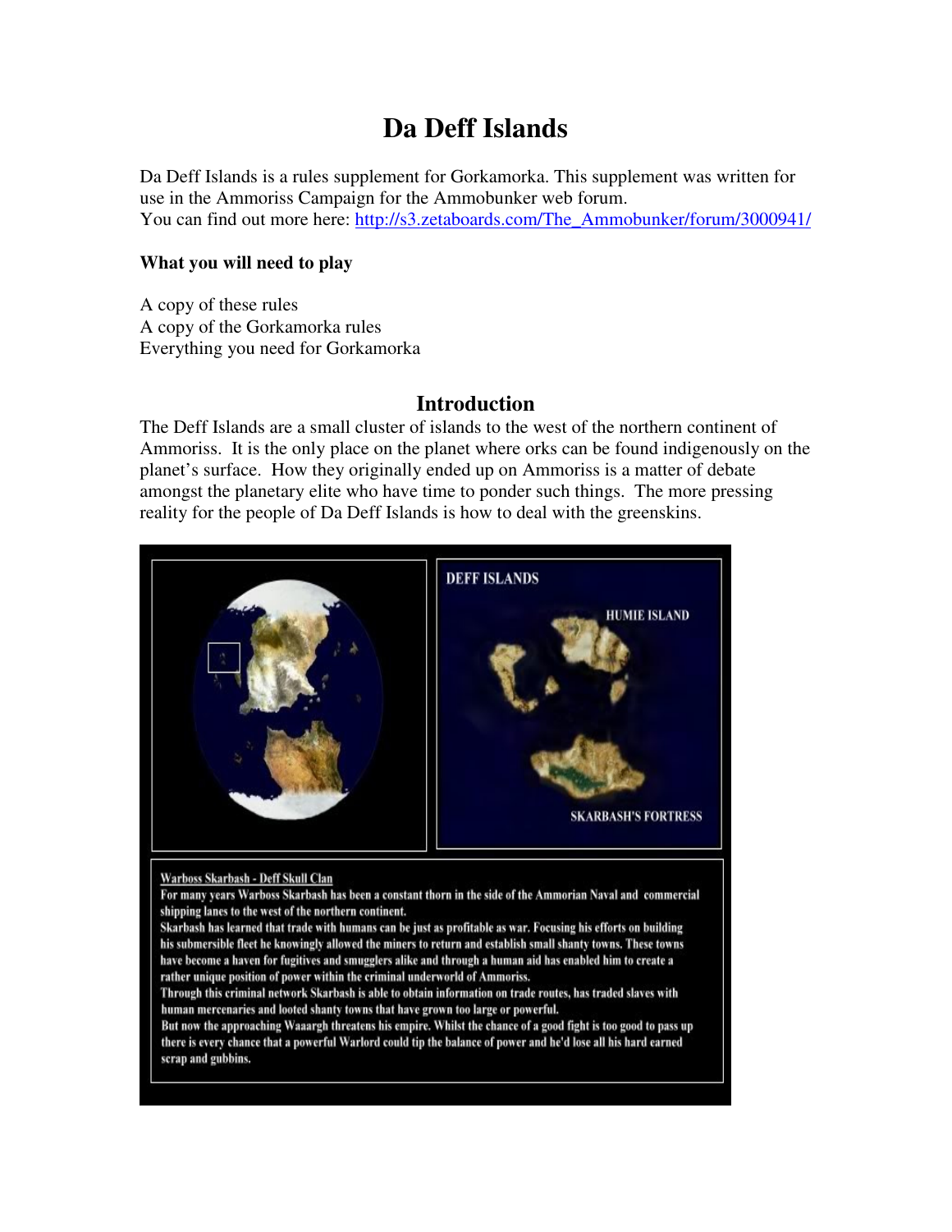# Da Deff Islands

Da Deff Islands is a rules supplement for Gorkamorka. This supplement was written for use in the Ammoriss Campaign for the Ammobunker web forum.
You can find out more here: http://s3.zetaboards.com/The_Ammobunker/forum/3000941/

**What you will need to play**

A copy of these rules
A copy of the Gorkamorka rules
Everything you need for Gorkamorka

## Introduction

The Deff Islands are a small cluster of islands to the west of the northern continent of Ammoriss. It is the only place on the planet where orks can be found indigenously on the planet's surface. How they originally ended up on Ammoriss is a matter of debate amongst the planetary elite who have time to ponder such things. The more pressing reality for the people of Da Deff Islands is how to deal with the greenskins.

DEFF ISLANDS

HUMIE ISLAND

SKARBASH'S FORTRESS

Warboss Skarbash - Deff Skull Clan

For many years Warboss Skarbash has been a constant thorn in the side of the Ammorian Naval and commercial shipping lanes to the west of the northern continent.

Skarbash has learned that trade with humans can be just as profitable as war. Focusing his efforts on building his submersible fleet he knowingly allowed the miners to return and establish small shanty towns. These towns have become a haven for fugitives and smugglers alike and through a human aid has enabled him to create a rather unique position of power within the criminal underworld of Ammoriss.

Through this criminal network Skarbash is able to obtain information on trade routes, has traded slaves with human mercenaries and looted shanty towns that have grown too large or powerful.

But now the approaching Waaargh threatens his empire. Whilst the chance of a good fight is too good to pass up there is every chance that a powerful Warlord could tip the balance of power and he'd lose all his hard earned scrap and gubbins.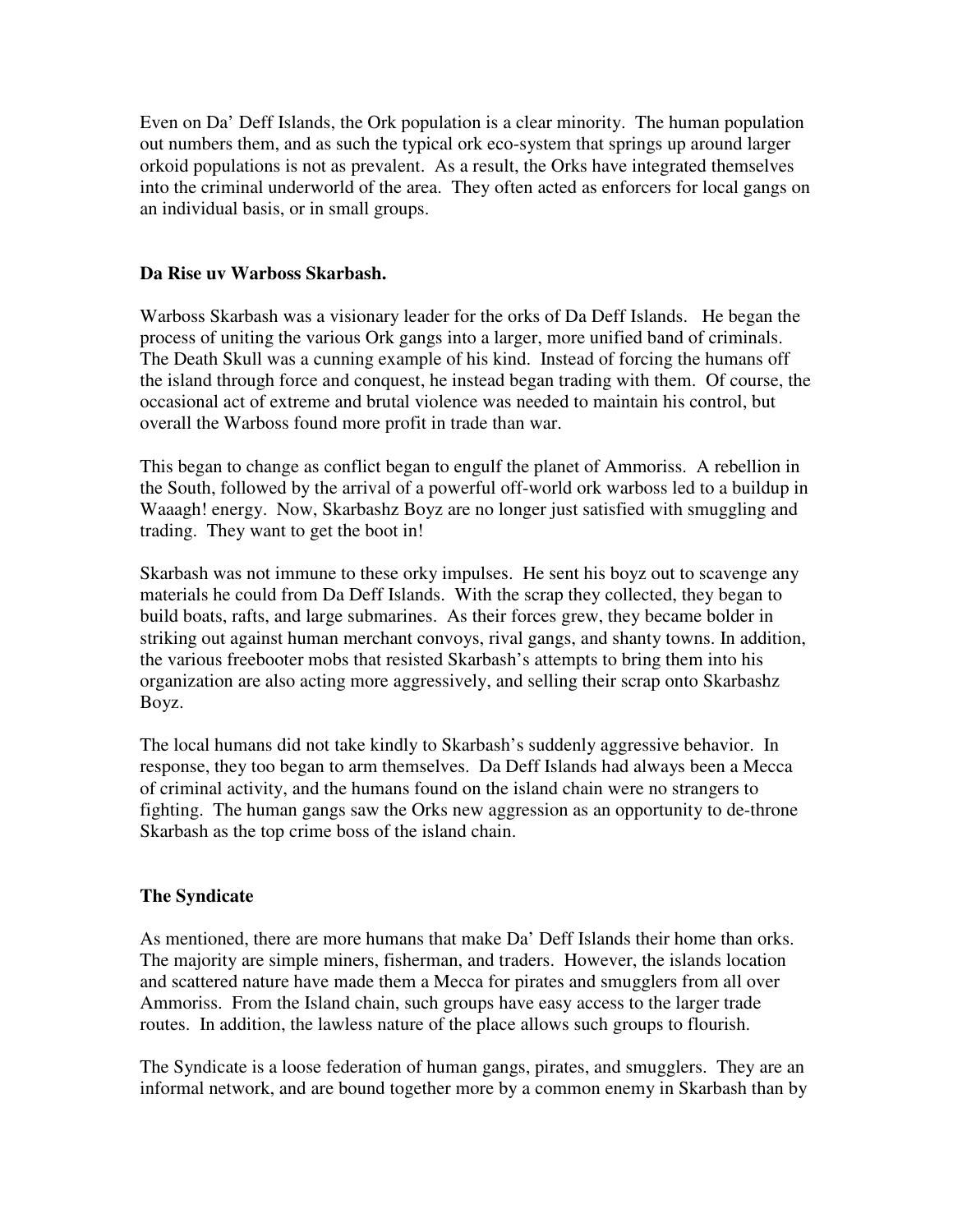Even on Da' Deff Islands, the Ork population is a clear minority. The human population out numbers them, and as such the typical ork eco-system that springs up around larger orkoid populations is not as prevalent. As a result, the Orks have integrated themselves into the criminal underworld of the area. They often acted as enforcers for local gangs on an individual basis, or in small groups.

### Da Rise uv Warboss Skarbash.

Warboss Skarbash was a visionary leader for the orks of Da Deff Islands. He began the process of uniting the various Ork gangs into a larger, more unified band of criminals. The Death Skull was a cunning example of his kind. Instead of forcing the humans off the island through force and conquest, he instead began trading with them. Of course, the occasional act of extreme and brutal violence was needed to maintain his control, but overall the Warboss found more profit in trade than war.

This began to change as conflict began to engulf the planet of Ammoriss. A rebellion in the South, followed by the arrival of a powerful off-world ork warboss led to a buildup in Waaagh! energy. Now, Skarbashz Boyz are no longer just satisfied with smuggling and trading. They want to get the boot in!

Skarbash was not immune to these orky impulses. He sent his boyz out to scavenge any materials he could from Da Deff Islands. With the scrap they collected, they began to build boats, rafts, and large submarines. As their forces grew, they became bolder in striking out against human merchant convoys, rival gangs, and shanty towns. In addition, the various freebooter mobs that resisted Skarbash's attempts to bring them into his organization are also acting more aggressively, and selling their scrap onto Skarbashz Boyz.

The local humans did not take kindly to Skarbash's suddenly aggressive behavior. In response, they too began to arm themselves. Da Deff Islands had always been a Mecca of criminal activity, and the humans found on the island chain were no strangers to fighting. The human gangs saw the Orks new aggression as an opportunity to de-throne Skarbash as the top crime boss of the island chain.

### The Syndicate

As mentioned, there are more humans that make Da' Deff Islands their home than orks. The majority are simple miners, fisherman, and traders. However, the islands location and scattered nature have made them a Mecca for pirates and smugglers from all over Ammoriss. From the Island chain, such groups have easy access to the larger trade routes. In addition, the lawless nature of the place allows such groups to flourish.

The Syndicate is a loose federation of human gangs, pirates, and smugglers. They are an informal network, and are bound together more by a common enemy in Skarbash than by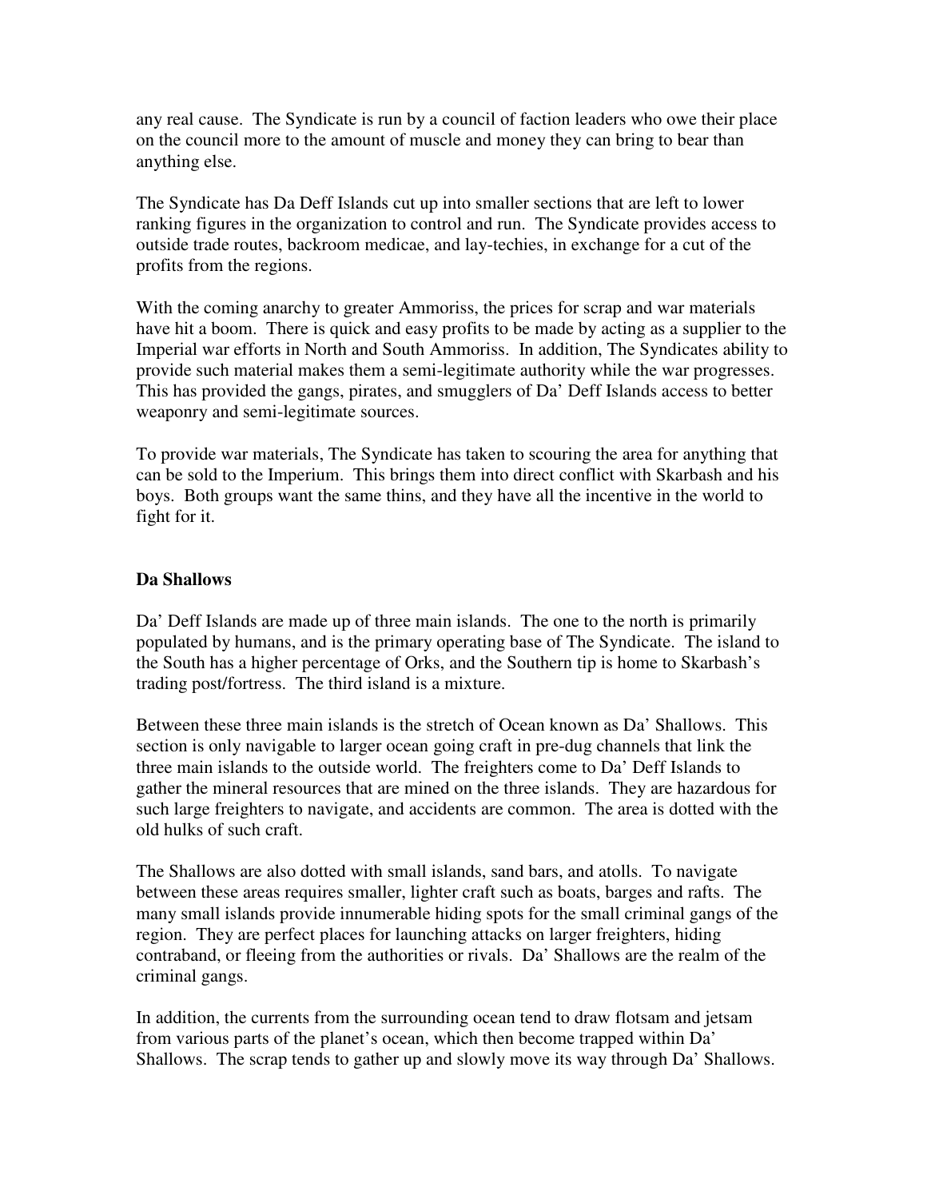any real cause. The Syndicate is run by a council of faction leaders who owe their place on the council more to the amount of muscle and money they can bring to bear than anything else.

The Syndicate has Da Deff Islands cut up into smaller sections that are left to lower ranking figures in the organization to control and run. The Syndicate provides access to outside trade routes, backroom medicae, and lay-techies, in exchange for a cut of the profits from the regions.

With the coming anarchy to greater Ammoriss, the prices for scrap and war materials have hit a boom. There is quick and easy profits to be made by acting as a supplier to the Imperial war efforts in North and South Ammoriss. In addition, The Syndicates ability to provide such material makes them a semi-legitimate authority while the war progresses. This has provided the gangs, pirates, and smugglers of Da' Deff Islands access to better weaponry and semi-legitimate sources.

To provide war materials, The Syndicate has taken to scouring the area for anything that can be sold to the Imperium. This brings them into direct conflict with Skarbash and his boys. Both groups want the same thins, and they have all the incentive in the world to fight for it.

**Da Shallows**

Da' Deff Islands are made up of three main islands. The one to the north is primarily populated by humans, and is the primary operating base of The Syndicate. The island to the South has a higher percentage of Orks, and the Southern tip is home to Skarbash's trading post/fortress. The third island is a mixture.

Between these three main islands is the stretch of Ocean known as Da' Shallows. This section is only navigable to larger ocean going craft in pre-dug channels that link the three main islands to the outside world. The freighters come to Da' Deff Islands to gather the mineral resources that are mined on the three islands. They are hazardous for such large freighters to navigate, and accidents are common. The area is dotted with the old hulks of such craft.

The Shallows are also dotted with small islands, sand bars, and atolls. To navigate between these areas requires smaller, lighter craft such as boats, barges and rafts. The many small islands provide innumerable hiding spots for the small criminal gangs of the region. They are perfect places for launching attacks on larger freighters, hiding contraband, or fleeing from the authorities or rivals. Da' Shallows are the realm of the criminal gangs.

In addition, the currents from the surrounding ocean tend to draw flotsam and jetsam from various parts of the planet's ocean, which then become trapped within Da' Shallows. The scrap tends to gather up and slowly move its way through Da' Shallows.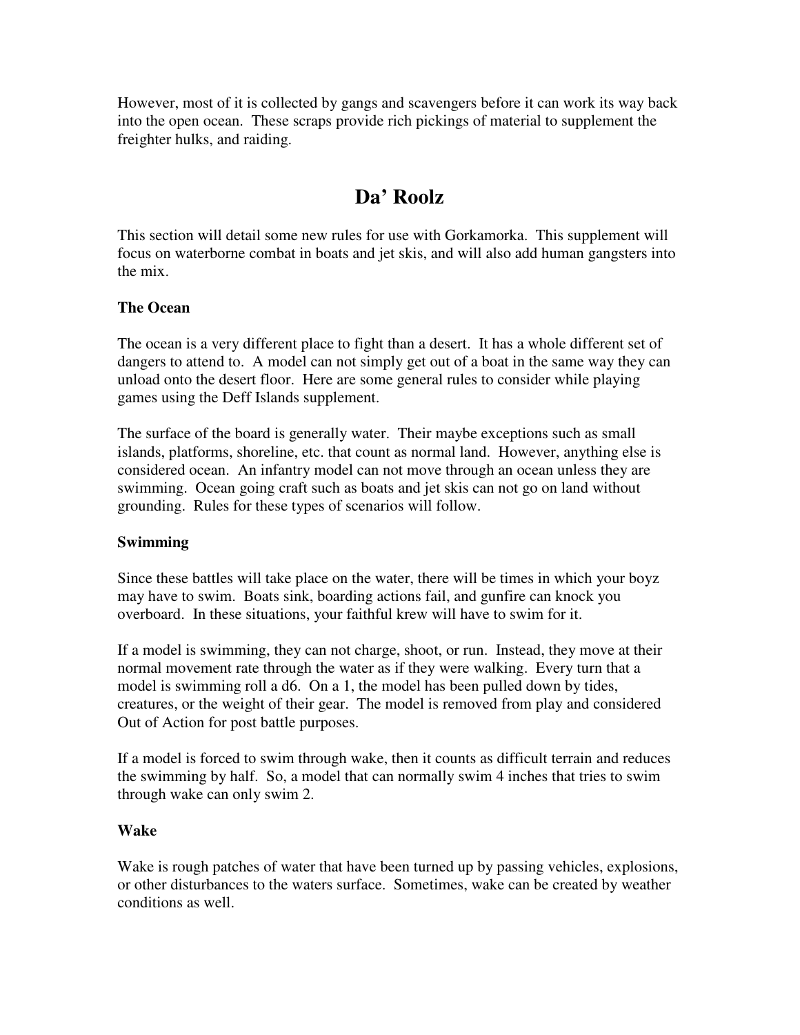However, most of it is collected by gangs and scavengers before it can work its way back into the open ocean. These scraps provide rich pickings of material to supplement the freighter hulks, and raiding.

# Da' Roolz

This section will detail some new rules for use with Gorkamorka. This supplement will focus on waterborne combat in boats and jet skis, and will also add human gangsters into the mix.

### The Ocean

The ocean is a very different place to fight than a desert. It has a whole different set of dangers to attend to. A model can not simply get out of a boat in the same way they can unload onto the desert floor. Here are some general rules to consider while playing games using the Deff Islands supplement.

The surface of the board is generally water. Their maybe exceptions such as small islands, platforms, shoreline, etc. that count as normal land. However, anything else is considered ocean. An infantry model can not move through an ocean unless they are swimming. Ocean going craft such as boats and jet skis can not go on land without grounding. Rules for these types of scenarios will follow.

### Swimming

Since these battles will take place on the water, there will be times in which your boyz may have to swim. Boats sink, boarding actions fail, and gunfire can knock you overboard. In these situations, your faithful krew will have to swim for it.

If a model is swimming, they can not charge, shoot, or run. Instead, they move at their normal movement rate through the water as if they were walking. Every turn that a model is swimming roll a d6. On a 1, the model has been pulled down by tides, creatures, or the weight of their gear. The model is removed from play and considered Out of Action for post battle purposes.

If a model is forced to swim through wake, then it counts as difficult terrain and reduces the swimming by half. So, a model that can normally swim 4 inches that tries to swim through wake can only swim 2.

### Wake

Wake is rough patches of water that have been turned up by passing vehicles, explosions, or other disturbances to the waters surface. Sometimes, wake can be created by weather conditions as well.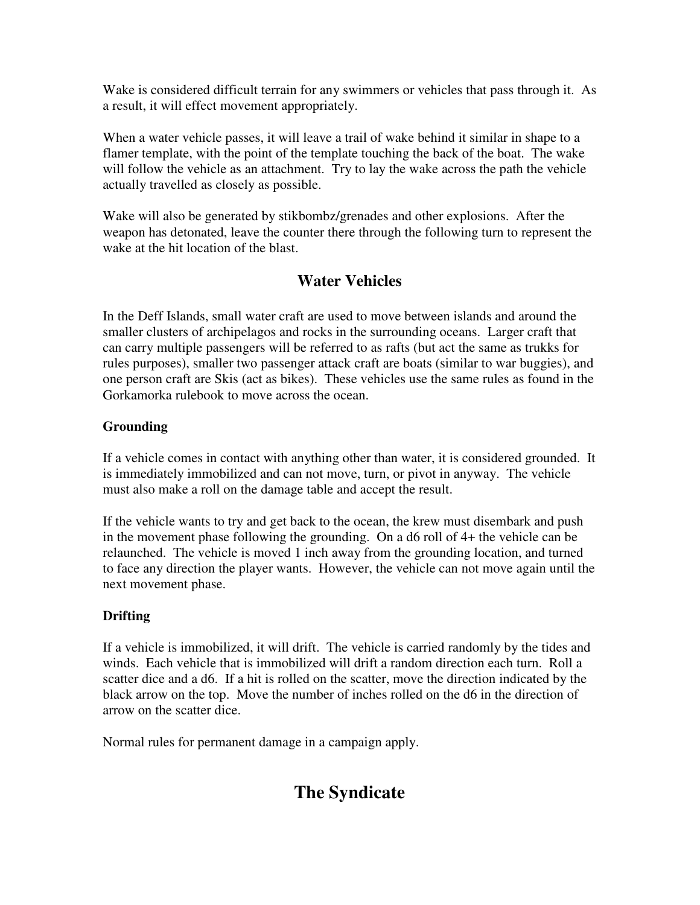Wake is considered difficult terrain for any swimmers or vehicles that pass through it. As a result, it will effect movement appropriately.

When a water vehicle passes, it will leave a trail of wake behind it similar in shape to a flamer template, with the point of the template touching the back of the boat. The wake will follow the vehicle as an attachment. Try to lay the wake across the path the vehicle actually travelled as closely as possible.

Wake will also be generated by stikbombz/grenades and other explosions. After the weapon has detonated, leave the counter there through the following turn to represent the wake at the hit location of the blast.

## Water Vehicles

In the Deff Islands, small water craft are used to move between islands and around the smaller clusters of archipelagos and rocks in the surrounding oceans. Larger craft that can carry multiple passengers will be referred to as rafts (but act the same as trukks for rules purposes), smaller two passenger attack craft are boats (similar to war buggies), and one person craft are Skis (act as bikes). These vehicles use the same rules as found in the Gorkamorka rulebook to move across the ocean.

### Grounding

If a vehicle comes in contact with anything other than water, it is considered grounded. It is immediately immobilized and can not move, turn, or pivot in anyway. The vehicle must also make a roll on the damage table and accept the result.

If the vehicle wants to try and get back to the ocean, the krew must disembark and push in the movement phase following the grounding. On a d6 roll of 4+ the vehicle can be relaunched. The vehicle is moved 1 inch away from the grounding location, and turned to face any direction the player wants. However, the vehicle can not move again until the next movement phase.

### Drifting

If a vehicle is immobilized, it will drift. The vehicle is carried randomly by the tides and winds. Each vehicle that is immobilized will drift a random direction each turn. Roll a scatter dice and a d6. If a hit is rolled on the scatter, move the direction indicated by the black arrow on the top. Move the number of inches rolled on the d6 in the direction of arrow on the scatter dice.

Normal rules for permanent damage in a campaign apply.

# The Syndicate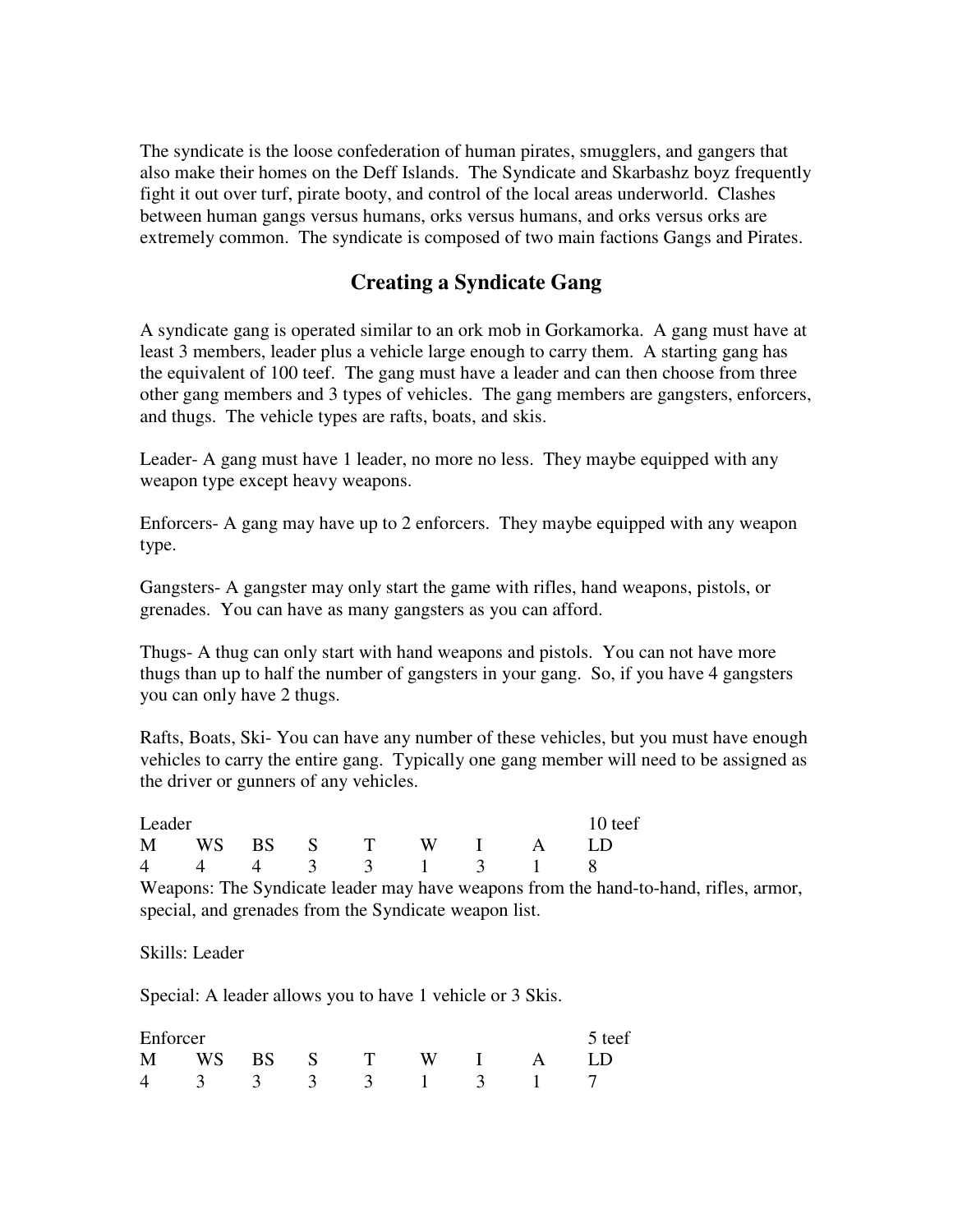The syndicate is the loose confederation of human pirates, smugglers, and gangers that also make their homes on the Deff Islands. The Syndicate and Skarbashz boyz frequently fight it out over turf, pirate booty, and control of the local areas underworld. Clashes between human gangs versus humans, orks versus humans, and orks versus orks are extremely common. The syndicate is composed of two main factions Gangs and Pirates.

## Creating a Syndicate Gang

A syndicate gang is operated similar to an ork mob in Gorkamorka. A gang must have at least 3 members, leader plus a vehicle large enough to carry them. A starting gang has the equivalent of 100 teef. The gang must have a leader and can then choose from three other gang members and 3 types of vehicles. The gang members are gangsters, enforcers, and thugs. The vehicle types are rafts, boats, and skis.

Leader- A gang must have 1 leader, no more no less. They maybe equipped with any weapon type except heavy weapons.

Enforcers- A gang may have up to 2 enforcers. They maybe equipped with any weapon type.

Gangsters- A gangster may only start the game with rifles, hand weapons, pistols, or grenades. You can have as many gangsters as you can afford.

Thugs- A thug can only start with hand weapons and pistols. You can not have more thugs than up to half the number of gangsters in your gang. So, if you have 4 gangsters you can only have 2 thugs.

Rafts, Boats, Ski- You can have any number of these vehicles, but you must have enough vehicles to carry the entire gang. Typically one gang member will need to be assigned as the driver or gunners of any vehicles.

Leader 10 teef

| M | WS | BS | S | T | W | I | A | LD |
|---|---|---|---|---|---|---|---|---|
| 4 | 4 | 4 | 3 | 3 | 1 | 3 | 1 | 8 |

Weapons: The Syndicate leader may have weapons from the hand-to-hand, rifles, armor, special, and grenades from the Syndicate weapon list.

Skills: Leader

Special: A leader allows you to have 1 vehicle or 3 Skis.

Enforcer 5 teef

| M | WS | BS | S | T | W | I | A | LD |
|---|---|---|---|---|---|---|---|---|
| 4 | 3 | 3 | 3 | 3 | 1 | 3 | 1 | 7 |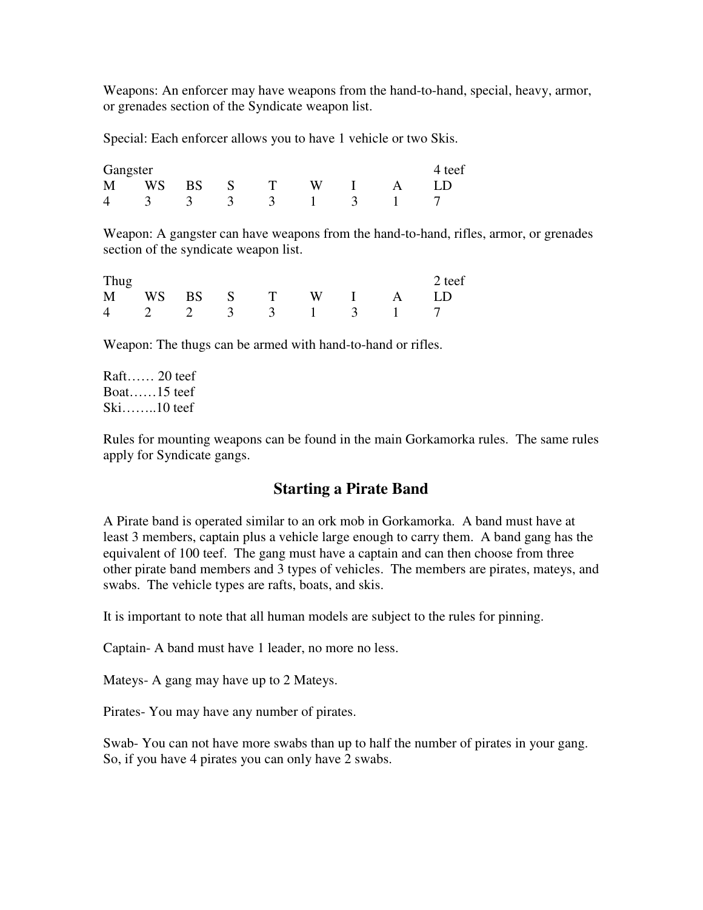Weapons: An enforcer may have weapons from the hand-to-hand, special, heavy, armor, or grenades section of the Syndicate weapon list.

Special: Each enforcer allows you to have 1 vehicle or two Skis.

| Gangster | | | | | | | | 4 teef |
|---|---|---|---|---|---|---|---|---|
| M | WS | BS | S | T | W | I | A | LD |
| 4 | 3 | 3 | 3 | 3 | 1 | 3 | 1 | 7 |

Weapon: A gangster can have weapons from the hand-to-hand, rifles, armor, or grenades section of the syndicate weapon list.

| Thug | | | | | | | | 2 teef |
|---|---|---|---|---|---|---|---|---|
| M | WS | BS | S | T | W | I | A | LD |
| 4 | 2 | 2 | 3 | 3 | 1 | 3 | 1 | 7 |

Weapon: The thugs can be armed with hand-to-hand or rifles.

Raft…… 20 teef
Boat……15 teef
Ski……..10 teef

Rules for mounting weapons can be found in the main Gorkamorka rules. The same rules apply for Syndicate gangs.

## Starting a Pirate Band

A Pirate band is operated similar to an ork mob in Gorkamorka. A band must have at least 3 members, captain plus a vehicle large enough to carry them. A band gang has the equivalent of 100 teef. The gang must have a captain and can then choose from three other pirate band members and 3 types of vehicles. The members are pirates, mateys, and swabs. The vehicle types are rafts, boats, and skis.

It is important to note that all human models are subject to the rules for pinning.

Captain- A band must have 1 leader, no more no less.

Mateys- A gang may have up to 2 Mateys.

Pirates- You may have any number of pirates.

Swab- You can not have more swabs than up to half the number of pirates in your gang. So, if you have 4 pirates you can only have 2 swabs.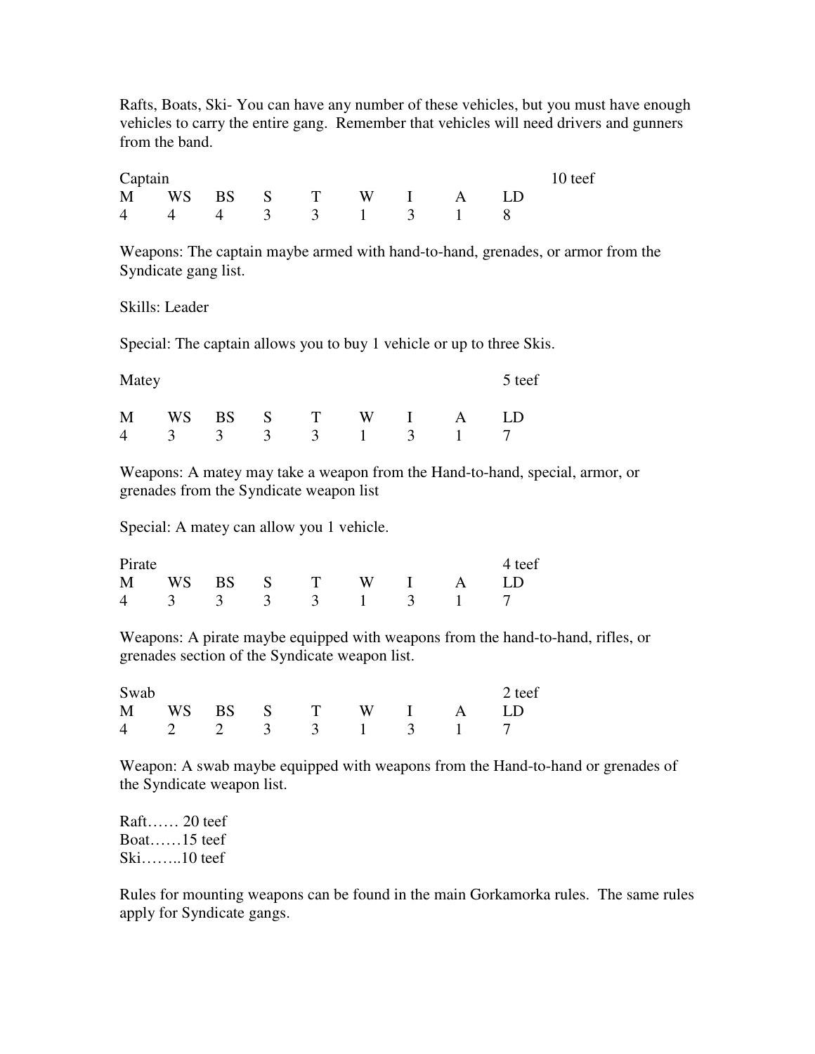Rafts, Boats, Ski- You can have any number of these vehicles, but you must have enough vehicles to carry the entire gang. Remember that vehicles will need drivers and gunners from the band.

**Captain** — 10 teef

| M | WS | BS | S | T | W | I | A | LD |
|---|---|---|---|---|---|---|---|---|
| 4 | 4 | 4 | 3 | 3 | 1 | 3 | 1 | 8 |

Weapons: The captain maybe armed with hand-to-hand, grenades, or armor from the Syndicate gang list.

Skills: Leader

Special: The captain allows you to buy 1 vehicle or up to three Skis.

**Matey** — 5 teef

| M | WS | BS | S | T | W | I | A | LD |
|---|---|---|---|---|---|---|---|---|
| 4 | 3 | 3 | 3 | 3 | 1 | 3 | 1 | 7 |

Weapons: A matey may take a weapon from the Hand-to-hand, special, armor, or grenades from the Syndicate weapon list

Special: A matey can allow you 1 vehicle.

**Pirate** — 4 teef

| M | WS | BS | S | T | W | I | A | LD |
|---|---|---|---|---|---|---|---|---|
| 4 | 3 | 3 | 3 | 3 | 1 | 3 | 1 | 7 |

Weapons: A pirate maybe equipped with weapons from the hand-to-hand, rifles, or grenades section of the Syndicate weapon list.

**Swab** — 2 teef

| M | WS | BS | S | T | W | I | A | LD |
|---|---|---|---|---|---|---|---|---|
| 4 | 2 | 2 | 3 | 3 | 1 | 3 | 1 | 7 |

Weapon: A swab maybe equipped with weapons from the Hand-to-hand or grenades of the Syndicate weapon list.

Raft…… 20 teef
Boat……15 teef
Ski……..10 teef

Rules for mounting weapons can be found in the main Gorkamorka rules. The same rules apply for Syndicate gangs.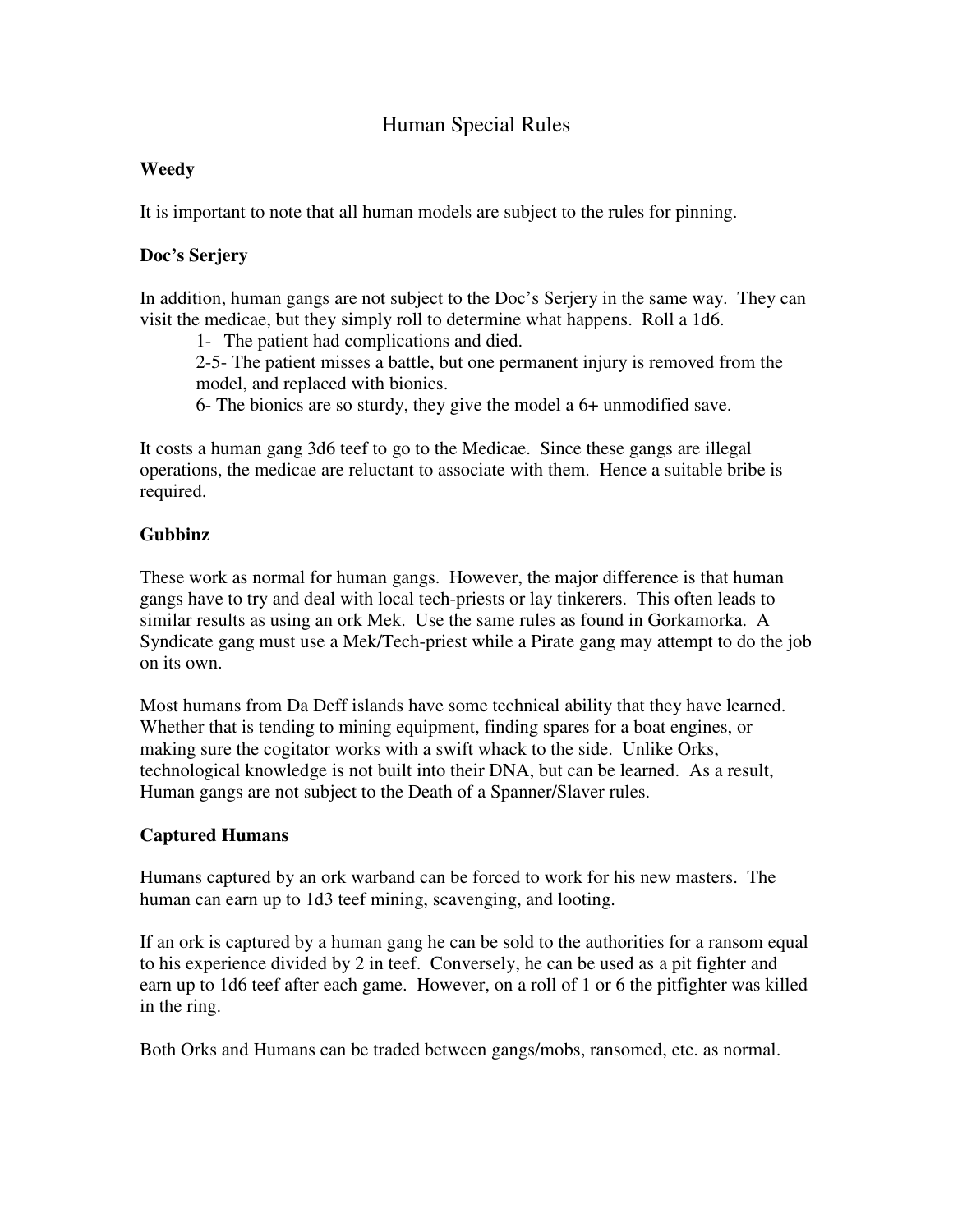# Human Special Rules

**Weedy**

It is important to note that all human models are subject to the rules for pinning.

**Doc's Serjery**

In addition, human gangs are not subject to the Doc's Serjery in the same way. They can visit the medicae, but they simply roll to determine what happens. Roll a 1d6.

- 1- The patient had complications and died.
- 2-5- The patient misses a battle, but one permanent injury is removed from the model, and replaced with bionics.
- 6- The bionics are so sturdy, they give the model a 6+ unmodified save.

It costs a human gang 3d6 teef to go to the Medicae. Since these gangs are illegal operations, the medicae are reluctant to associate with them. Hence a suitable bribe is required.

**Gubbinz**

These work as normal for human gangs. However, the major difference is that human gangs have to try and deal with local tech-priests or lay tinkerers. This often leads to similar results as using an ork Mek. Use the same rules as found in Gorkamorka. A Syndicate gang must use a Mek/Tech-priest while a Pirate gang may attempt to do the job on its own.

Most humans from Da Deff islands have some technical ability that they have learned. Whether that is tending to mining equipment, finding spares for a boat engines, or making sure the cogitator works with a swift whack to the side. Unlike Orks, technological knowledge is not built into their DNA, but can be learned. As a result, Human gangs are not subject to the Death of a Spanner/Slaver rules.

**Captured Humans**

Humans captured by an ork warband can be forced to work for his new masters. The human can earn up to 1d3 teef mining, scavenging, and looting.

If an ork is captured by a human gang he can be sold to the authorities for a ransom equal to his experience divided by 2 in teef. Conversely, he can be used as a pit fighter and earn up to 1d6 teef after each game. However, on a roll of 1 or 6 the pitfighter was killed in the ring.

Both Orks and Humans can be traded between gangs/mobs, ransomed, etc. as normal.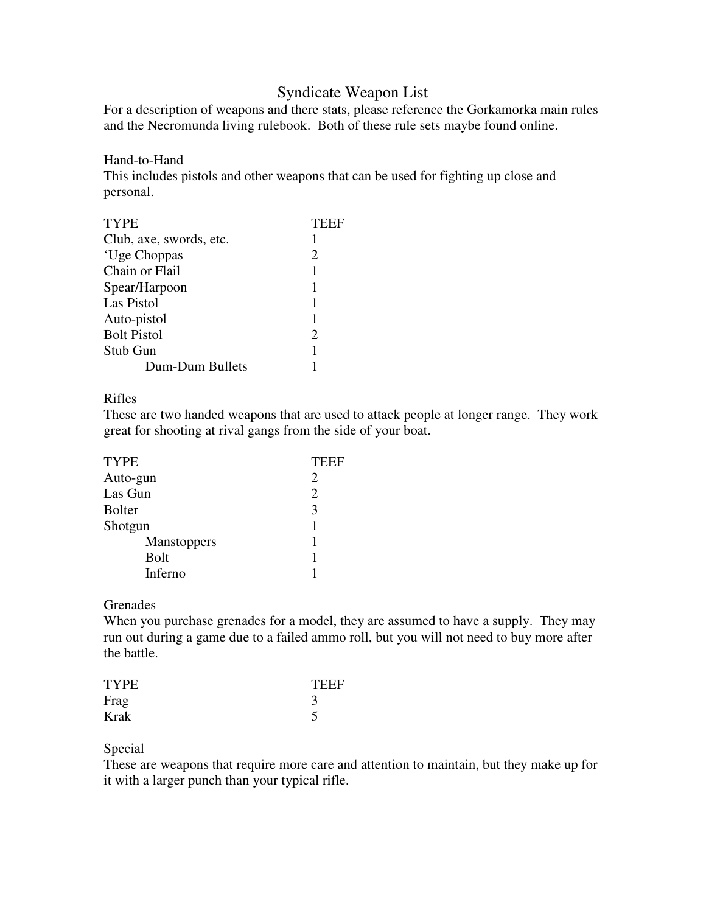# Syndicate Weapon List

For a description of weapons and there stats, please reference the Gorkamorka main rules and the Necromunda living rulebook. Both of these rule sets maybe found online.

## Hand-to-Hand

This includes pistols and other weapons that can be used for fighting up close and personal.

| TYPE | TEEF |
|---|---|
| Club, axe, swords, etc. | 1 |
| 'Uge Choppas | 2 |
| Chain or Flail | 1 |
| Spear/Harpoon | 1 |
| Las Pistol | 1 |
| Auto-pistol | 1 |
| Bolt Pistol | 2 |
| Stub Gun | 1 |
| Dum-Dum Bullets | 1 |

## Rifles

These are two handed weapons that are used to attack people at longer range. They work great for shooting at rival gangs from the side of your boat.

| TYPE | TEEF |
|---|---|
| Auto-gun | 2 |
| Las Gun | 2 |
| Bolter | 3 |
| Shotgun | 1 |
| Manstoppers | 1 |
| Bolt | 1 |
| Inferno | 1 |

## Grenades

When you purchase grenades for a model, they are assumed to have a supply. They may run out during a game due to a failed ammo roll, but you will not need to buy more after the battle.

| TYPE | TEEF |
|---|---|
| Frag | 3 |
| Krak | 5 |

## Special

These are weapons that require more care and attention to maintain, but they make up for it with a larger punch than your typical rifle.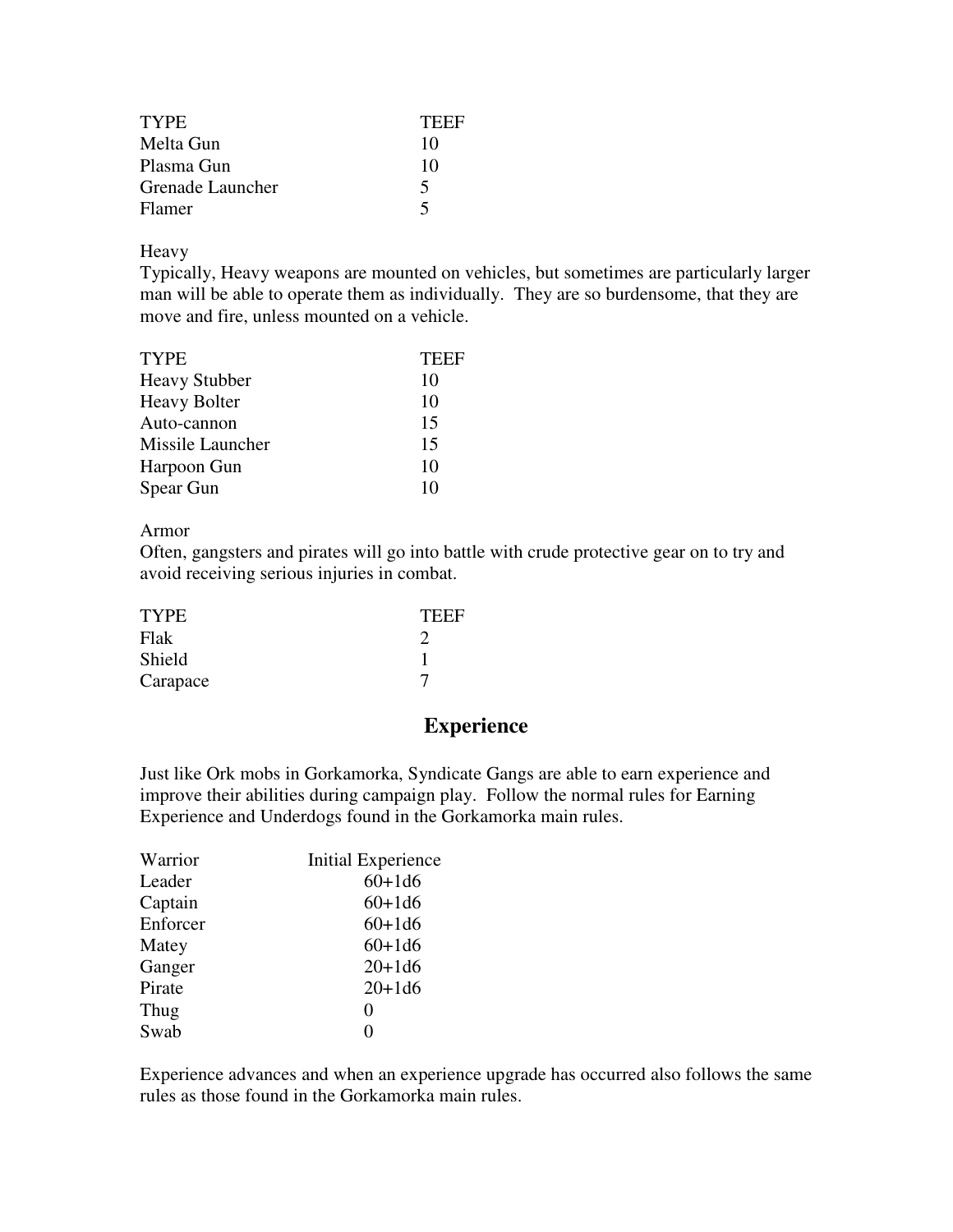| TYPE | TEEF |
|---|---|
| Melta Gun | 10 |
| Plasma Gun | 10 |
| Grenade Launcher | 5 |
| Flamer | 5 |

Heavy

Typically, Heavy weapons are mounted on vehicles, but sometimes are particularly larger man will be able to operate them as individually. They are so burdensome, that they are move and fire, unless mounted on a vehicle.

| TYPE | TEEF |
|---|---|
| Heavy Stubber | 10 |
| Heavy Bolter | 10 |
| Auto-cannon | 15 |
| Missile Launcher | 15 |
| Harpoon Gun | 10 |
| Spear Gun | 10 |

Armor

Often, gangsters and pirates will go into battle with crude protective gear on to try and avoid receiving serious injuries in combat.

| TYPE | TEEF |
|---|---|
| Flak | 2 |
| Shield | 1 |
| Carapace | 7 |

## Experience

Just like Ork mobs in Gorkamorka, Syndicate Gangs are able to earn experience and improve their abilities during campaign play. Follow the normal rules for Earning Experience and Underdogs found in the Gorkamorka main rules.

| Warrior | Initial Experience |
|---|---|
| Leader | 60+1d6 |
| Captain | 60+1d6 |
| Enforcer | 60+1d6 |
| Matey | 60+1d6 |
| Ganger | 20+1d6 |
| Pirate | 20+1d6 |
| Thug | 0 |
| Swab | 0 |

Experience advances and when an experience upgrade has occurred also follows the same rules as those found in the Gorkamorka main rules.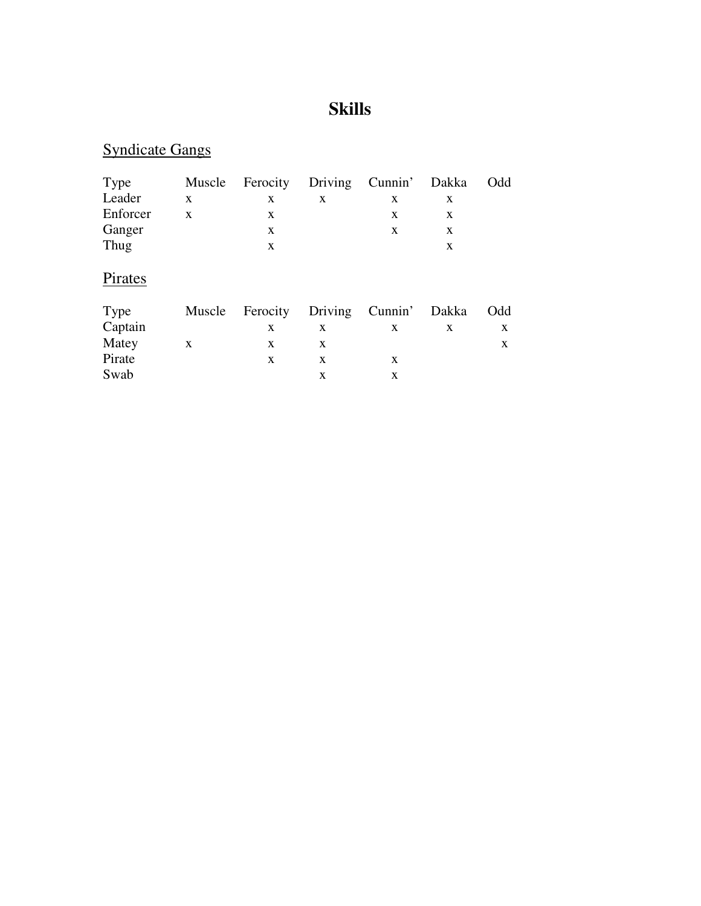# Skills

## Syndicate Gangs

| Type | Muscle | Ferocity | Driving | Cunnin' | Dakka | Odd |
|---|---|---|---|---|---|---|
| Leader | x | x | x | x | x | |
| Enforcer | x | x | | x | x | |
| Ganger | | x | | x | x | |
| Thug | | x | | | x | |

## Pirates

| Type | Muscle | Ferocity | Driving | Cunnin' | Dakka | Odd |
|---|---|---|---|---|---|---|
| Captain | | x | x | x | x | x |
| Matey | x | x | x | | | x |
| Pirate | | x | x | x | | |
| Swab | | | x | x | | |